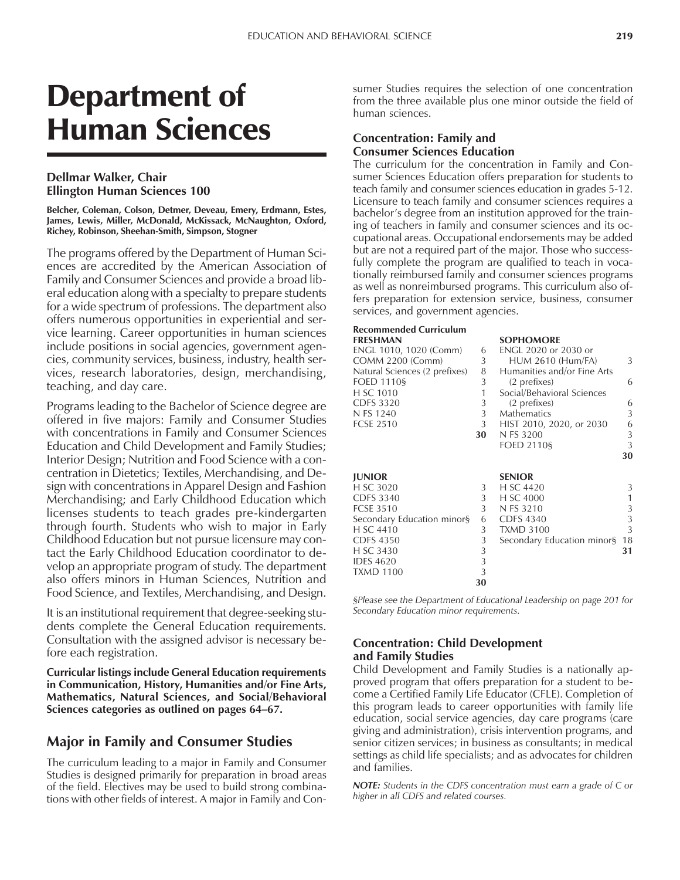# Department of Human Sciences

**Dellmar Walker, Chair**
**Ellington Human Sciences 100**

**Belcher, Coleman, Colson, Detmer, Deveau, Emery, Erdmann, Estes, James, Lewis, Miller, McDonald, McKissack, McNaughton, Oxford, Richey, Robinson, Sheehan-Smith, Simpson, Stogner**

The programs offered by the Department of Human Sciences are accredited by the American Association of Family and Consumer Sciences and provide a broad liberal education along with a specialty to prepare students for a wide spectrum of professions. The department also offers numerous opportunities in experiential and service learning. Career opportunities in human sciences include positions in social agencies, government agencies, community services, business, industry, health services, research laboratories, design, merchandising, teaching, and day care.

Programs leading to the Bachelor of Science degree are offered in five majors: Family and Consumer Studies with concentrations in Family and Consumer Sciences Education and Child Development and Family Studies; Interior Design; Nutrition and Food Science with a concentration in Dietetics; Textiles, Merchandising, and Design with concentrations in Apparel Design and Fashion Merchandising; and Early Childhood Education which licenses students to teach grades pre-kindergarten through fourth. Students who wish to major in Early Childhood Education but not pursue licensure may contact the Early Childhood Education coordinator to develop an appropriate program of study. The department also offers minors in Human Sciences, Nutrition and Food Science, and Textiles, Merchandising, and Design.

It is an institutional requirement that degree-seeking students complete the General Education requirements. Consultation with the assigned advisor is necessary before each registration.

**Curricular listings include General Education requirements in Communication, History, Humanities and/or Fine Arts, Mathematics, Natural Sciences, and Social/Behavioral Sciences categories as outlined on pages 64–67.**

## Major in Family and Consumer Studies

The curriculum leading to a major in Family and Consumer Studies is designed primarily for preparation in broad areas of the field. Electives may be used to build strong combinations with other fields of interest. A major in Family and Consumer Studies requires the selection of one concentration from the three available plus one minor outside the field of human sciences.

### Concentration: Family and Consumer Sciences Education

The curriculum for the concentration in Family and Consumer Sciences Education offers preparation for students to teach family and consumer sciences education in grades 5-12. Licensure to teach family and consumer sciences requires a bachelor's degree from an institution approved for the training of teachers in family and consumer sciences and its occupational areas. Occupational endorsements may be added but are not a required part of the major. Those who successfully complete the program are qualified to teach in vocationally reimbursed family and consumer sciences programs as well as nonreimbursed programs. This curriculum also offers preparation for extension service, business, consumer services, and government agencies.

**Recommended Curriculum**

| **FRESHMAN** | | **SOPHOMORE** | |
|---|---|---|---|
| ENGL 1010, 1020 (Comm) | 6 | ENGL 2020 or 2030 or HUM 2610 (Hum/FA) | 3 |
| COMM 2200 (Comm) | 3 | Humanities and/or Fine Arts (2 prefixes) | 6 |
| Natural Sciences (2 prefixes) | 8 | Social/Behavioral Sciences (2 prefixes) | 6 |
| FOED 1110§ | 3 | Mathematics | 3 |
| H SC 1010 | 1 | HIST 2010, 2020, or 2030 | 6 |
| CDFS 3320 | 3 | N FS 3200 | 3 |
| N FS 1240 | 3 | FOED 2110§ | 3 |
| FCSE 2510 | 3 | | **30** |
| | **30** | | |

| **JUNIOR** | | **SENIOR** | |
|---|---|---|---|
| H SC 3020 | 3 | H SC 4420 | 3 |
| CDFS 3340 | 3 | H SC 4000 | 1 |
| FCSE 3510 | 3 | N FS 3210 | 3 |
| Secondary Education minor§ | 6 | CDFS 4340 | 3 |
| H SC 4410 | 3 | TXMD 3100 | 3 |
| CDFS 4350 | 3 | Secondary Education minor§ | 18 |
| H SC 3430 | 3 | | **31** |
| IDES 4620 | 3 | | |
| TXMD 1100 | 3 | | |
| | **30** | | |

*§Please see the Department of Educational Leadership on page 201 for Secondary Education minor requirements.*

### Concentration: Child Development and Family Studies

Child Development and Family Studies is a nationally approved program that offers preparation for a student to become a Certified Family Life Educator (CFLE). Completion of this program leads to career opportunities with family life education, social service agencies, day care programs (care giving and administration), crisis intervention programs, and senior citizen services; in business as consultants; in medical settings as child life specialists; and as advocates for children and families.

***NOTE:*** *Students in the CDFS concentration must earn a grade of C or higher in all CDFS and related courses.*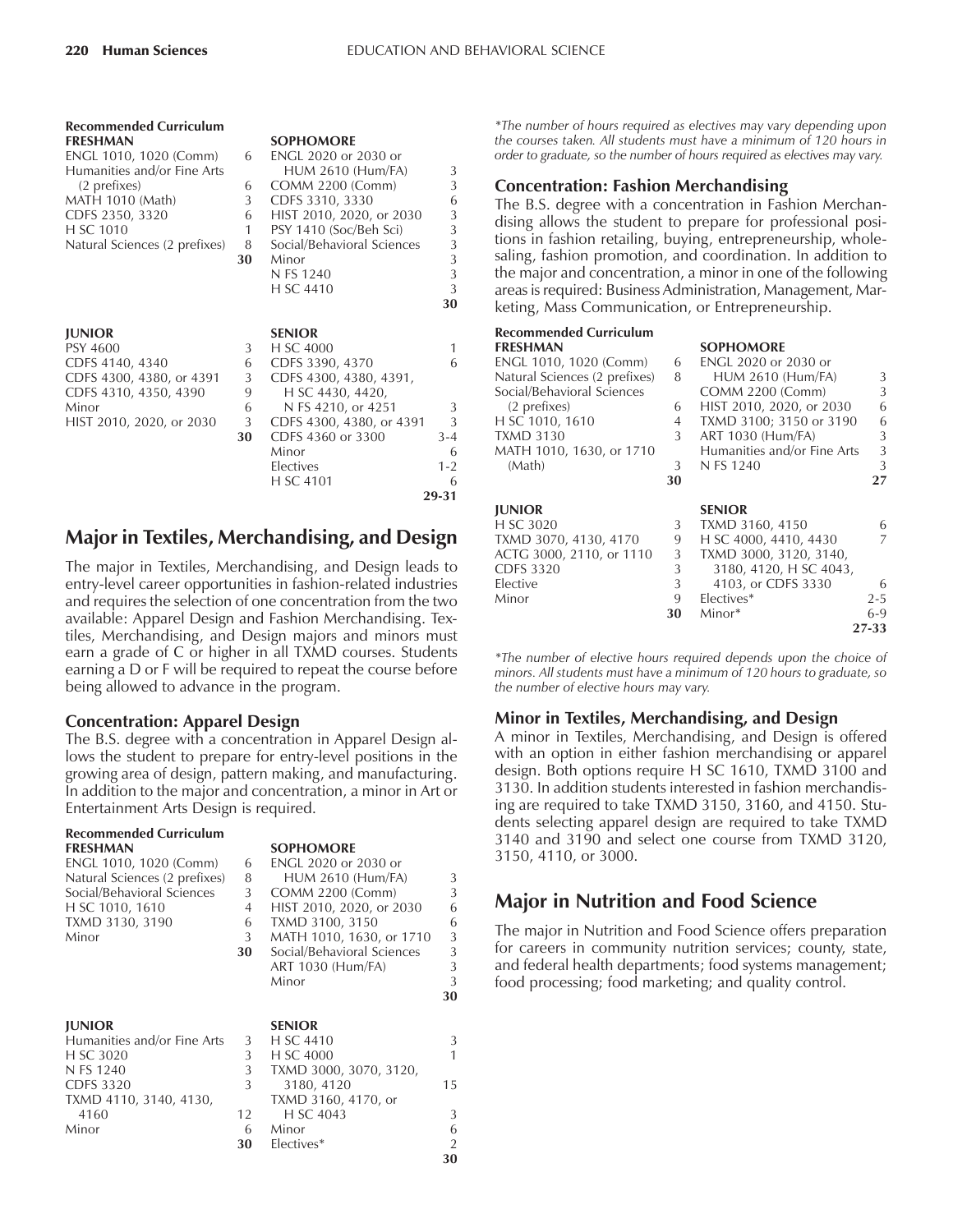**Recommended Curriculum**

| FRESHMAN | | SOPHOMORE | |
|---|---|---|---|
| ENGL 1010, 1020 (Comm) | 6 | ENGL 2020 or 2030 or HUM 2610 (Hum/FA) | 3 |
| Humanities and/or Fine Arts (2 prefixes) | 6 | COMM 2200 (Comm) | 3 |
| MATH 1010 (Math) | 3 | CDFS 3310, 3330 | 6 |
| CDFS 2350, 3320 | 6 | HIST 2010, 2020, or 2030 | 3 |
| H SC 1010 | 1 | PSY 1410 (Soc/Beh Sci) | 3 |
| Natural Sciences (2 prefixes) | 8 | Social/Behavioral Sciences | 3 |
| | **30** | Minor | 3 |
| | | N FS 1240 | 3 |
| | | H SC 4410 | 3 |
| | | | **30** |

| JUNIOR | | SENIOR | |
|---|---|---|---|
| PSY 4600 | 3 | H SC 4000 | 1 |
| CDFS 4140, 4340 | 6 | CDFS 3390, 4370 | 6 |
| CDFS 4300, 4380, or 4391 | 3 | CDFS 4300, 4380, 4391, H SC 4430, 4420, N FS 4210, or 4251 | 3 |
| CDFS 4310, 4350, 4390 | 9 | CDFS 4300, 4380, or 4391 | 3 |
| Minor | 6 | CDFS 4360 or 3300 | 3-4 |
| HIST 2010, 2020, or 2030 | 3 | Minor | 6 |
| | **30** | Electives | 1-2 |
| | | H SC 4101 | 6 |
| | | | **29-31** |

*\*The number of hours required as electives may vary depending upon the courses taken. All students must have a minimum of 120 hours in order to graduate, so the number of hours required as electives may vary.*

## Major in Textiles, Merchandising, and Design

The major in Textiles, Merchandising, and Design leads to entry-level career opportunities in fashion-related industries and requires the selection of one concentration from the two available: Apparel Design and Fashion Merchandising. Textiles, Merchandising, and Design majors and minors must earn a grade of C or higher in all TXMD courses. Students earning a D or F will be required to repeat the course before being allowed to advance in the program.

### Concentration: Apparel Design

The B.S. degree with a concentration in Apparel Design allows the student to prepare for entry-level positions in the growing area of design, pattern making, and manufacturing. In addition to the major and concentration, a minor in Art or Entertainment Arts Design is required.

**Recommended Curriculum**

| FRESHMAN | | SOPHOMORE | |
|---|---|---|---|
| ENGL 1010, 1020 (Comm) | 6 | ENGL 2020 or 2030 or HUM 2610 (Hum/FA) | 3 |
| Natural Sciences (2 prefixes) | 8 | COMM 2200 (Comm) | 3 |
| Social/Behavioral Sciences | 3 | HIST 2010, 2020, or 2030 | 6 |
| H SC 1010, 1610 | 4 | TXMD 3100, 3150 | 6 |
| TXMD 3130, 3190 | 6 | MATH 1010, 1630, or 1710 | 3 |
| Minor | 3 | Social/Behavioral Sciences | 3 |
| | **30** | ART 1030 (Hum/FA) | 3 |
| | | Minor | 3 |
| | | | **30** |

| JUNIOR | | SENIOR | |
|---|---|---|---|
| Humanities and/or Fine Arts | 3 | H SC 4410 | 3 |
| H SC 3020 | 3 | H SC 4000 | 1 |
| N FS 1240 | 3 | TXMD 3000, 3070, 3120, 3180, 4120 | 15 |
| CDFS 3320 | 3 | TXMD 3160, 4170, or H SC 4043 | 3 |
| TXMD 4110, 3140, 4130, 4160 | 12 | Minor | 6 |
| Minor | 6 | Electives* | 2 |
| | **30** | | **30** |

### Concentration: Fashion Merchandising

The B.S. degree with a concentration in Fashion Merchandising allows the student to prepare for professional positions in fashion retailing, buying, entrepreneurship, wholesaling, fashion promotion, and coordination. In addition to the major and concentration, a minor in one of the following areas is required: Business Administration, Management, Marketing, Mass Communication, or Entrepreneurship.

**Recommended Curriculum**

| FRESHMAN | | SOPHOMORE | |
|---|---|---|---|
| ENGL 1010, 1020 (Comm) | 6 | ENGL 2020 or 2030 or HUM 2610 (Hum/FA) | 3 |
| Natural Sciences (2 prefixes) | 8 | COMM 2200 (Comm) | 3 |
| Social/Behavioral Sciences (2 prefixes) | 6 | HIST 2010, 2020, or 2030 | 6 |
| H SC 1010, 1610 | 4 | TXMD 3100; 3150 or 3190 | 6 |
| TXMD 3130 | 3 | ART 1030 (Hum/FA) | 3 |
| MATH 1010, 1630, or 1710 (Math) | 3 | Humanities and/or Fine Arts | 3 |
| | **30** | N FS 1240 | 3 |
| | | | **27** |

| JUNIOR | | SENIOR | |
|---|---|---|---|
| H SC 3020 | 3 | TXMD 3160, 4150 | 6 |
| TXMD 3070, 4130, 4170 | 9 | H SC 4000, 4410, 4430 | 7 |
| ACTG 3000, 2110, or 1110 | 3 | TXMD 3000, 3120, 3140, 3180, 4120, H SC 4043, 4103, or CDFS 3330 | 6 |
| CDFS 3320 | 3 | Electives* | 2-5 |
| Elective | 3 | Minor* | 6-9 |
| Minor | 9 | | **27-33** |
| | **30** | | |

*\*The number of elective hours required depends upon the choice of minors. All students must have a minimum of 120 hours to graduate, so the number of elective hours may vary.*

### Minor in Textiles, Merchandising, and Design

A minor in Textiles, Merchandising, and Design is offered with an option in either fashion merchandising or apparel design. Both options require H SC 1610, TXMD 3100 and 3130. In addition students interested in fashion merchandising are required to take TXMD 3150, 3160, and 4150. Students selecting apparel design are required to take TXMD 3140 and 3190 and select one course from TXMD 3120, 3150, 4110, or 3000.

## Major in Nutrition and Food Science

The major in Nutrition and Food Science offers preparation for careers in community nutrition services; county, state, and federal health departments; food systems management; food processing; food marketing; and quality control.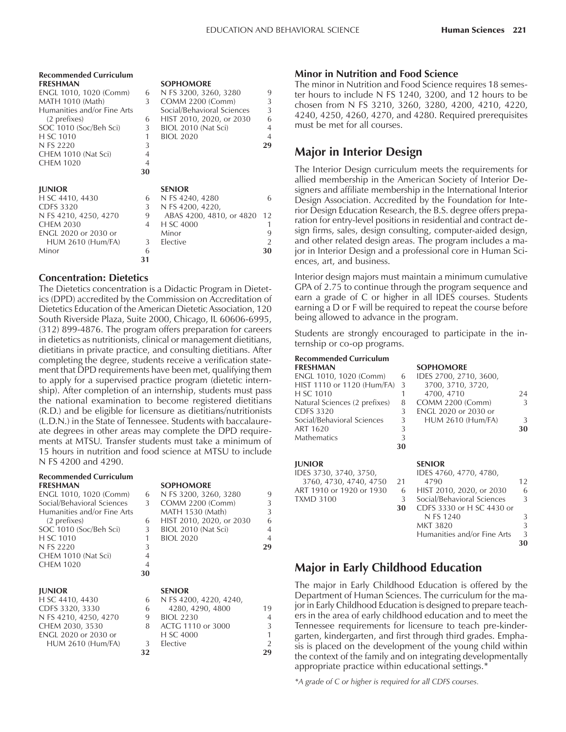**Recommended Curriculum**

| FRESHMAN | | SOPHOMORE | |
|---|---|---|---|
| ENGL 1010, 1020 (Comm) | 6 | N FS 3200, 3260, 3280 | 9 |
| MATH 1010 (Math) | 3 | COMM 2200 (Comm) | 3 |
| Humanities and/or Fine Arts (2 prefixes) | 6 | Social/Behavioral Sciences | 3 |
| SOC 1010 (Soc/Beh Sci) | 3 | HIST 2010, 2020, or 2030 | 6 |
| H SC 1010 | 1 | BIOL 2010 (Nat Sci) | 4 |
| N FS 2220 | 3 | BIOL 2020 | 4 |
| CHEM 1010 (Nat Sci) | 4 | | **29** |
| CHEM 1020 | 4 | | |
| | **30** | | |

| JUNIOR | | SENIOR | |
|---|---|---|---|
| H SC 4410, 4430 | 6 | N FS 4240, 4280 | 6 |
| CDFS 3320 | 3 | N FS 4200, 4220, ABAS 4200, 4810, or 4820 | 12 |
| N FS 4210, 4250, 4270 | 9 | H SC 4000 | 1 |
| CHEM 2030 | 4 | Minor | 9 |
| ENGL 2020 or 2030 or HUM 2610 (Hum/FA) | 3 | Elective | 2 |
| Minor | 6 | | **30** |
| | **31** | | |

### Concentration: Dietetics

The Dietetics concentration is a Didactic Program in Dietetics (DPD) accredited by the Commission on Accreditation of Dietetics Education of the American Dietetic Association, 120 South Riverside Plaza, Suite 2000, Chicago, IL 60606-6995, (312) 899-4876. The program offers preparation for careers in dietetics as nutritionists, clinical or management dietitians, dietitians in private practice, and consulting dietitians. After completing the degree, students receive a verification statement that DPD requirements have been met, qualifying them to apply for a supervised practice program (dietetic internship). After completion of an internship, students must pass the national examination to become registered dietitians (R.D.) and be eligible for licensure as dietitians/nutritionists (L.D.N.) in the State of Tennessee. Students with baccalaureate degrees in other areas may complete the DPD requirements at MTSU. Transfer students must take a minimum of 15 hours in nutrition and food science at MTSU to include N FS 4200 and 4290.

**Recommended Curriculum**

| FRESHMAN | | SOPHOMORE | |
|---|---|---|---|
| ENGL 1010, 1020 (Comm) | 6 | N FS 3200, 3260, 3280 | 9 |
| Social/Behavioral Sciences | 3 | COMM 2200 (Comm) | 3 |
| Humanities and/or Fine Arts (2 prefixes) | 6 | MATH 1530 (Math) | 3 |
| SOC 1010 (Soc/Beh Sci) | 3 | HIST 2010, 2020, or 2030 | 6 |
| H SC 1010 | 1 | BIOL 2010 (Nat Sci) | 4 |
| N FS 2220 | 3 | BIOL 2020 | 4 |
| CHEM 1010 (Nat Sci) | 4 | | **29** |
| CHEM 1020 | 4 | | |
| | **30** | | |

| JUNIOR | | SENIOR | |
|---|---|---|---|
| H SC 4410, 4430 | 6 | N FS 4200, 4220, 4240, 4280, 4290, 4800 | 19 |
| CDFS 3320, 3330 | 6 | BIOL 2230 | 4 |
| N FS 4210, 4250, 4270 | 9 | ACTG 1110 or 3000 | 3 |
| CHEM 2030, 3530 | 8 | H SC 4000 | 1 |
| ENGL 2020 or 2030 or HUM 2610 (Hum/FA) | 3 | Elective | 2 |
| | **32** | | **29** |

### Minor in Nutrition and Food Science

The minor in Nutrition and Food Science requires 18 semester hours to include N FS 1240, 3200, and 12 hours to be chosen from N FS 3210, 3260, 3280, 4200, 4210, 4220, 4240, 4250, 4260, 4270, and 4280. Required prerequisites must be met for all courses.

## Major in Interior Design

The Interior Design curriculum meets the requirements for allied membership in the American Society of Interior Designers and affiliate membership in the International Interior Design Association. Accredited by the Foundation for Interior Design Education Research, the B.S. degree offers preparation for entry-level positions in residential and contract design firms, sales, design consulting, computer-aided design, and other related design areas. The program includes a major in Interior Design and a professional core in Human Sciences, art, and business.

Interior design majors must maintain a minimum cumulative GPA of 2.75 to continue through the program sequence and earn a grade of C or higher in all IDES courses. Students earning a D or F will be required to repeat the course before being allowed to advance in the program.

Students are strongly encouraged to participate in the internship or co-op programs.

**Recommended Curriculum**

| FRESHMAN | | SOPHOMORE | |
|---|---|---|---|
| ENGL 1010, 1020 (Comm) | 6 | IDES 2700, 2710, 3600, 3700, 3710, 3720, 4700, 4710 | 24 |
| HIST 1110 or 1120 (Hum/FA) | 3 | COMM 2200 (Comm) | 3 |
| H SC 1010 | 1 | ENGL 2020 or 2030 or HUM 2610 (Hum/FA) | 3 |
| Natural Sciences (2 prefixes) | 8 | | **30** |
| CDFS 3320 | 3 | | |
| Social/Behavioral Sciences | 3 | | |
| ART 1620 | 3 | | |
| Mathematics | 3 | | |
| | **30** | | |

| JUNIOR | | SENIOR | |
|---|---|---|---|
| IDES 3730, 3740, 3750, 3760, 4730, 4740, 4750 | 21 | IDES 4760, 4770, 4780, 4790 | 12 |
| ART 1910 or 1920 or 1930 | 6 | HIST 2010, 2020, or 2030 | 6 |
| TXMD 3100 | 3 | Social/Behavioral Sciences | 3 |
| | **30** | CDFS 3330 or H SC 4430 or N FS 1240 | 3 |
| | | MKT 3820 | 3 |
| | | Humanities and/or Fine Arts | 3 |
| | | | **30** |

## Major in Early Childhood Education

The major in Early Childhood Education is offered by the Department of Human Sciences. The curriculum for the major in Early Childhood Education is designed to prepare teachers in the area of early childhood education and to meet the Tennessee requirements for licensure to teach pre-kindergarten, kindergarten, and first through third grades. Emphasis is placed on the development of the young child within the context of the family and on integrating developmentally appropriate practice within educational settings.*

*\*A grade of C or higher is required for all CDFS courses.*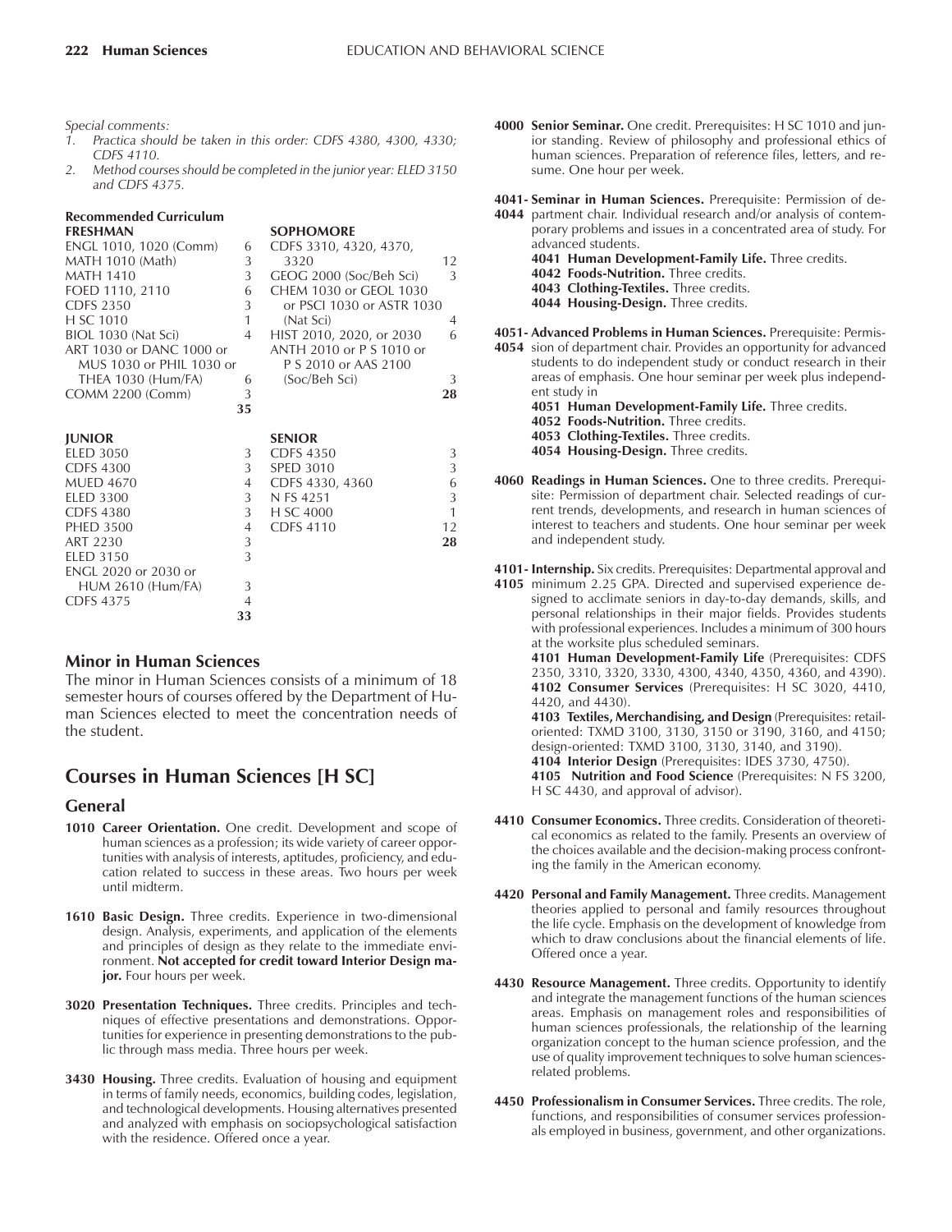*Special comments:*

1. *Practica should be taken in this order: CDFS 4380, 4300, 4330; CDFS 4110.*
2. *Method courses should be completed in the junior year: ELED 3150 and CDFS 4375.*

**Recommended Curriculum**

| **FRESHMAN** | | **SOPHOMORE** | |
|---|---|---|---|
| ENGL 1010, 1020 (Comm) | 6 | CDFS 3310, 4320, 4370, 3320 | 12 |
| MATH 1010 (Math) | 3 | GEOG 2000 (Soc/Beh Sci) | 3 |
| MATH 1410 | 3 | CHEM 1030 or GEOL 1030 or PSCI 1030 or ASTR 1030 (Nat Sci) | 4 |
| FOED 1110, 2110 | 6 | HIST 2010, 2020, or 2030 | 6 |
| CDFS 2350 | 3 | ANTH 2010 or P S 1010 or P S 2010 or AAS 2100 (Soc/Beh Sci) | 3 |
| H SC 1010 | 1 | | **28** |
| BIOL 1030 (Nat Sci) | 4 | | |
| ART 1030 or DANC 1000 or MUS 1030 or PHIL 1030 or THEA 1030 (Hum/FA) | 6 | | |
| COMM 2200 (Comm) | 3 | | |
| | **35** | | |

| **JUNIOR** | | **SENIOR** | |
|---|---|---|---|
| ELED 3050 | 3 | CDFS 4350 | 3 |
| CDFS 4300 | 3 | SPED 3010 | 3 |
| MUED 4670 | 4 | CDFS 4330, 4360 | 6 |
| ELED 3300 | 3 | N FS 4251 | 3 |
| CDFS 4380 | 3 | H SC 4000 | 1 |
| PHED 3500 | 4 | CDFS 4110 | 12 |
| ART 2230 | 3 | | **28** |
| ELED 3150 | 3 | | |
| ENGL 2020 or 2030 or HUM 2610 (Hum/FA) | 3 | | |
| CDFS 4375 | 4 | | |
| | **33** | | |

## Minor in Human Sciences

The minor in Human Sciences consists of a minimum of 18 semester hours of courses offered by the Department of Human Sciences elected to meet the concentration needs of the student.

## Courses in Human Sciences [H SC]

### General

**1010 Career Orientation.** One credit. Development and scope of human sciences as a profession; its wide variety of career opportunities with analysis of interests, aptitudes, proficiency, and education related to success in these areas. Two hours per week until midterm.

**1610 Basic Design.** Three credits. Experience in two-dimensional design. Analysis, experiments, and application of the elements and principles of design as they relate to the immediate environment. **Not accepted for credit toward Interior Design major.** Four hours per week.

**3020 Presentation Techniques.** Three credits. Principles and techniques of effective presentations and demonstrations. Opportunities for experience in presenting demonstrations to the public through mass media. Three hours per week.

**3430 Housing.** Three credits. Evaluation of housing and equipment in terms of family needs, economics, building codes, legislation, and technological developments. Housing alternatives presented and analyzed with emphasis on sociopsychological satisfaction with the residence. Offered once a year.

**4000 Senior Seminar.** One credit. Prerequisites: H SC 1010 and junior standing. Review of philosophy and professional ethics of human sciences. Preparation of reference files, letters, and resume. One hour per week.

**4041-4044 Seminar in Human Sciences.** Prerequisite: Permission of department chair. Individual research and/or analysis of contemporary problems and issues in a concentrated area of study. For advanced students.

**4041 Human Development-Family Life.** Three credits.
**4042 Foods-Nutrition.** Three credits.
**4043 Clothing-Textiles.** Three credits.
**4044 Housing-Design.** Three credits.

**4051-4054 Advanced Problems in Human Sciences.** Prerequisite: Permission of department chair. Provides an opportunity for advanced students to do independent study or conduct research in their areas of emphasis. One hour seminar per week plus independent study in

**4051 Human Development-Family Life.** Three credits.
**4052 Foods-Nutrition.** Three credits.
**4053 Clothing-Textiles.** Three credits.
**4054 Housing-Design.** Three credits.

**4060 Readings in Human Sciences.** One to three credits. Prerequisite: Permission of department chair. Selected readings of current trends, developments, and research in human sciences of interest to teachers and students. One hour seminar per week and independent study.

**4101-4105 Internship.** Six credits. Prerequisites: Departmental approval and minimum 2.25 GPA. Directed and supervised experience designed to acclimate seniors in day-to-day demands, skills, and personal relationships in their major fields. Provides students with professional experiences. Includes a minimum of 300 hours at the worksite plus scheduled seminars.

**4101 Human Development-Family Life** (Prerequisites: CDFS 2350, 3310, 3320, 3330, 4300, 4340, 4350, 4360, and 4390).
**4102 Consumer Services** (Prerequisites: H SC 3020, 4410, 4420, and 4430).
**4103 Textiles, Merchandising, and Design** (Prerequisites: retail-oriented: TXMD 3100, 3130, 3150 or 3190, 3160, and 4150; design-oriented: TXMD 3100, 3130, 3140, and 3190).
**4104 Interior Design** (Prerequisites: IDES 3730, 4750).
**4105 Nutrition and Food Science** (Prerequisites: N FS 3200, H SC 4430, and approval of advisor).

**4410 Consumer Economics.** Three credits. Consideration of theoretical economics as related to the family. Presents an overview of the choices available and the decision-making process confronting the family in the American economy.

**4420 Personal and Family Management.** Three credits. Management theories applied to personal and family resources throughout the life cycle. Emphasis on the development of knowledge from which to draw conclusions about the financial elements of life. Offered once a year.

**4430 Resource Management.** Three credits. Opportunity to identify and integrate the management functions of the human sciences areas. Emphasis on management roles and responsibilities of human sciences professionals, the relationship of the learning organization concept to the human science profession, and the use of quality improvement techniques to solve human sciences-related problems.

**4450 Professionalism in Consumer Services.** Three credits. The role, functions, and responsibilities of consumer services professionals employed in business, government, and other organizations.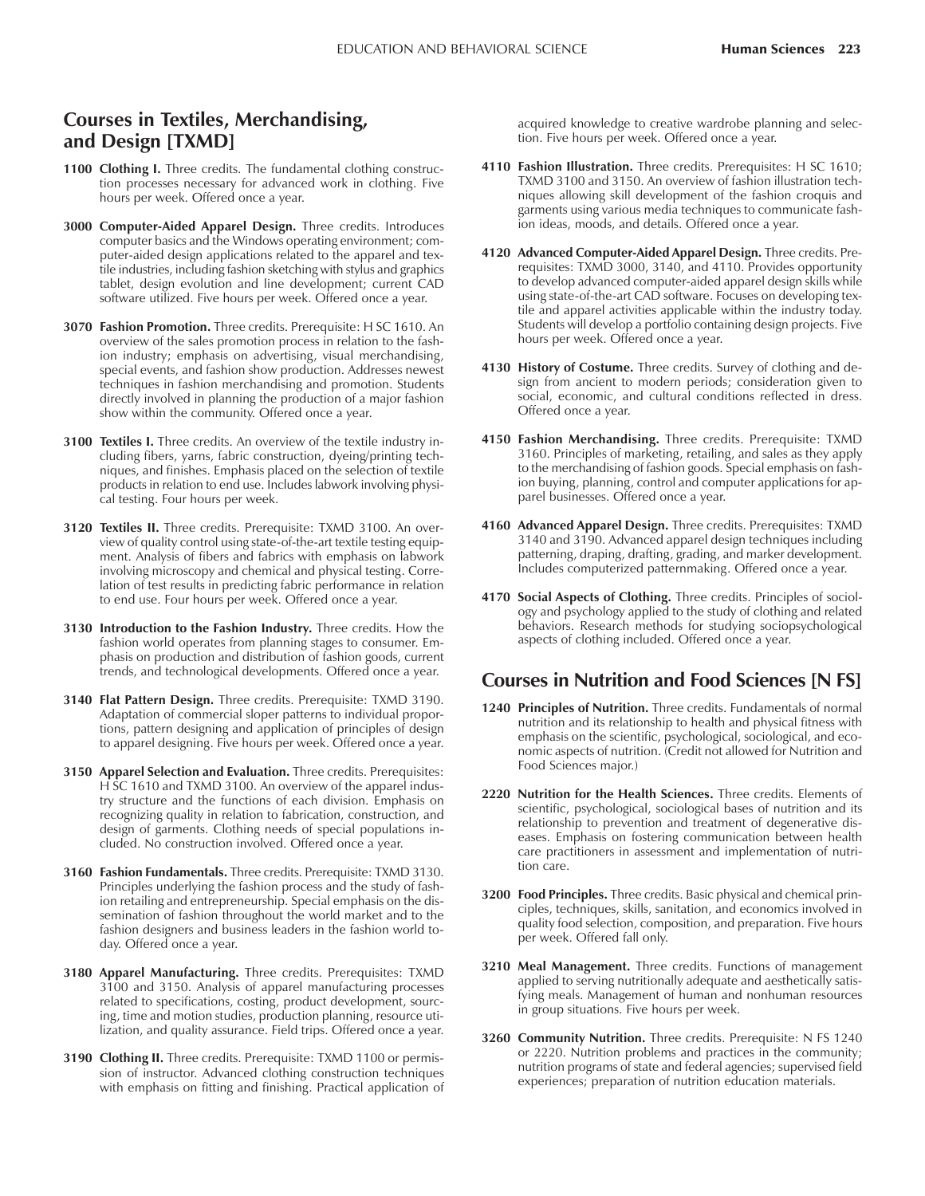## Courses in Textiles, Merchandising, and Design [TXMD]

**1100 Clothing I.** Three credits. The fundamental clothing construction processes necessary for advanced work in clothing. Five hours per week. Offered once a year.

**3000 Computer-Aided Apparel Design.** Three credits. Introduces computer basics and the Windows operating environment; computer-aided design applications related to the apparel and textile industries, including fashion sketching with stylus and graphics tablet, design evolution and line development; current CAD software utilized. Five hours per week. Offered once a year.

**3070 Fashion Promotion.** Three credits. Prerequisite: H SC 1610. An overview of the sales promotion process in relation to the fashion industry; emphasis on advertising, visual merchandising, special events, and fashion show production. Addresses newest techniques in fashion merchandising and promotion. Students directly involved in planning the production of a major fashion show within the community. Offered once a year.

**3100 Textiles I.** Three credits. An overview of the textile industry including fibers, yarns, fabric construction, dyeing/printing techniques, and finishes. Emphasis placed on the selection of textile products in relation to end use. Includes labwork involving physical testing. Four hours per week.

**3120 Textiles II.** Three credits. Prerequisite: TXMD 3100. An overview of quality control using state-of-the-art textile testing equipment. Analysis of fibers and fabrics with emphasis on labwork involving microscopy and chemical and physical testing. Correlation of test results in predicting fabric performance in relation to end use. Four hours per week. Offered once a year.

**3130 Introduction to the Fashion Industry.** Three credits. How the fashion world operates from planning stages to consumer. Emphasis on production and distribution of fashion goods, current trends, and technological developments. Offered once a year.

**3140 Flat Pattern Design.** Three credits. Prerequisite: TXMD 3190. Adaptation of commercial sloper patterns to individual proportions, pattern designing and application of principles of design to apparel designing. Five hours per week. Offered once a year.

**3150 Apparel Selection and Evaluation.** Three credits. Prerequisites: H SC 1610 and TXMD 3100. An overview of the apparel industry structure and the functions of each division. Emphasis on recognizing quality in relation to fabrication, construction, and design of garments. Clothing needs of special populations included. No construction involved. Offered once a year.

**3160 Fashion Fundamentals.** Three credits. Prerequisite: TXMD 3130. Principles underlying the fashion process and the study of fashion retailing and entrepreneurship. Special emphasis on the dissemination of fashion throughout the world market and to the fashion designers and business leaders in the fashion world today. Offered once a year.

**3180 Apparel Manufacturing.** Three credits. Prerequisites: TXMD 3100 and 3150. Analysis of apparel manufacturing processes related to specifications, costing, product development, sourcing, time and motion studies, production planning, resource utilization, and quality assurance. Field trips. Offered once a year.

**3190 Clothing II.** Three credits. Prerequisite: TXMD 1100 or permission of instructor. Advanced clothing construction techniques with emphasis on fitting and finishing. Practical application of acquired knowledge to creative wardrobe planning and selection. Five hours per week. Offered once a year.

**4110 Fashion Illustration.** Three credits. Prerequisites: H SC 1610; TXMD 3100 and 3150. An overview of fashion illustration techniques allowing skill development of the fashion croquis and garments using various media techniques to communicate fashion ideas, moods, and details. Offered once a year.

**4120 Advanced Computer-Aided Apparel Design.** Three credits. Prerequisites: TXMD 3000, 3140, and 4110. Provides opportunity to develop advanced computer-aided apparel design skills while using state-of-the-art CAD software. Focuses on developing textile and apparel activities applicable within the industry today. Students will develop a portfolio containing design projects. Five hours per week. Offered once a year.

**4130 History of Costume.** Three credits. Survey of clothing and design from ancient to modern periods; consideration given to social, economic, and cultural conditions reflected in dress. Offered once a year.

**4150 Fashion Merchandising.** Three credits. Prerequisite: TXMD 3160. Principles of marketing, retailing, and sales as they apply to the merchandising of fashion goods. Special emphasis on fashion buying, planning, control and computer applications for apparel businesses. Offered once a year.

**4160 Advanced Apparel Design.** Three credits. Prerequisites: TXMD 3140 and 3190. Advanced apparel design techniques including patterning, draping, drafting, grading, and marker development. Includes computerized patternmaking. Offered once a year.

**4170 Social Aspects of Clothing.** Three credits. Principles of sociology and psychology applied to the study of clothing and related behaviors. Research methods for studying sociopsychological aspects of clothing included. Offered once a year.

## Courses in Nutrition and Food Sciences [N FS]

**1240 Principles of Nutrition.** Three credits. Fundamentals of normal nutrition and its relationship to health and physical fitness with emphasis on the scientific, psychological, sociological, and economic aspects of nutrition. (Credit not allowed for Nutrition and Food Sciences major.)

**2220 Nutrition for the Health Sciences.** Three credits. Elements of scientific, psychological, sociological bases of nutrition and its relationship to prevention and treatment of degenerative diseases. Emphasis on fostering communication between health care practitioners in assessment and implementation of nutrition care.

**3200 Food Principles.** Three credits. Basic physical and chemical principles, techniques, skills, sanitation, and economics involved in quality food selection, composition, and preparation. Five hours per week. Offered fall only.

**3210 Meal Management.** Three credits. Functions of management applied to serving nutritionally adequate and aesthetically satisfying meals. Management of human and nonhuman resources in group situations. Five hours per week.

**3260 Community Nutrition.** Three credits. Prerequisite: N FS 1240 or 2220. Nutrition problems and practices in the community; nutrition programs of state and federal agencies; supervised field experiences; preparation of nutrition education materials.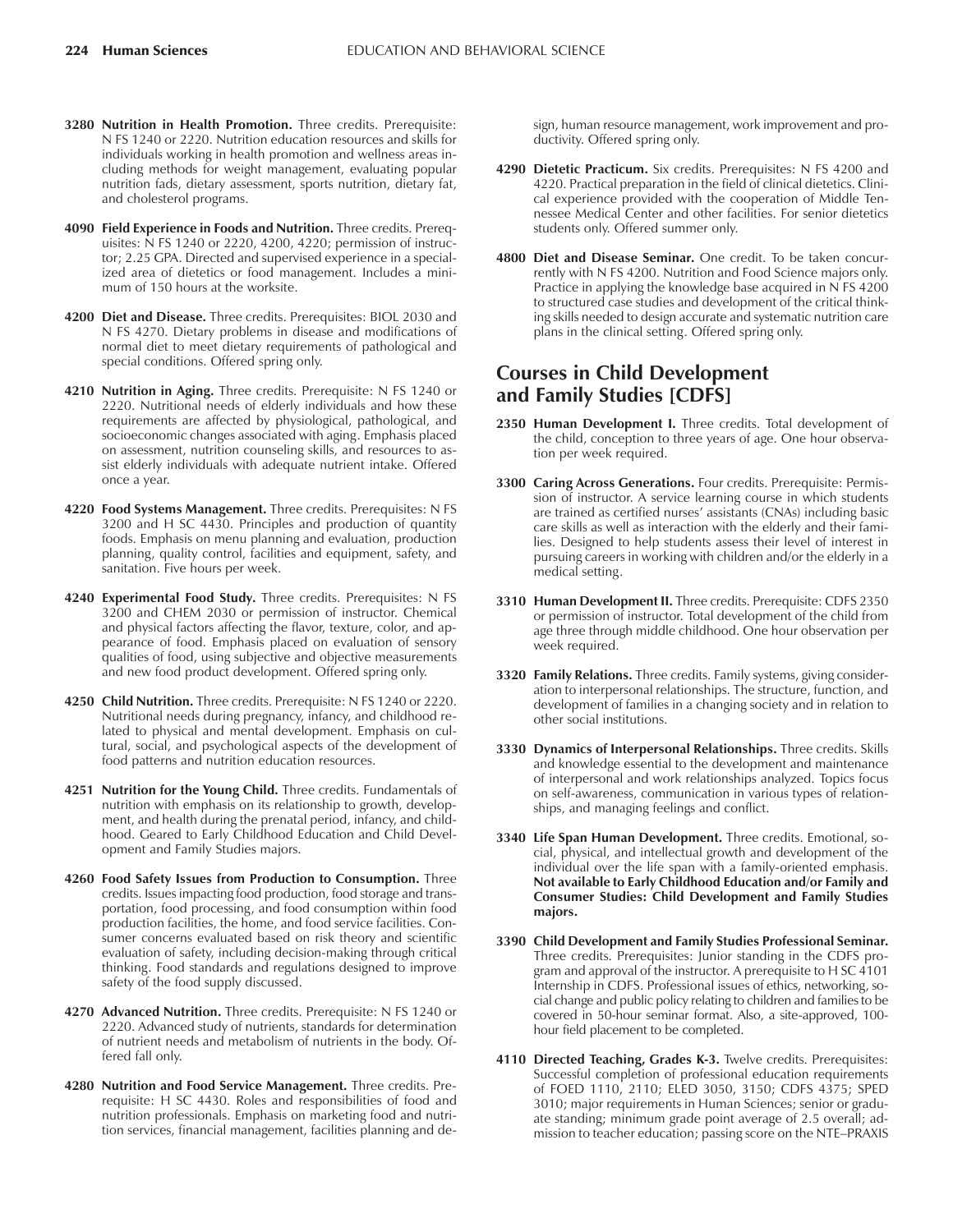**3280 Nutrition in Health Promotion.** Three credits. Prerequisite: N FS 1240 or 2220. Nutrition education resources and skills for individuals working in health promotion and wellness areas including methods for weight management, evaluating popular nutrition fads, dietary assessment, sports nutrition, dietary fat, and cholesterol programs.

**4090 Field Experience in Foods and Nutrition.** Three credits. Prerequisites: N FS 1240 or 2220, 4200, 4220; permission of instructor; 2.25 GPA. Directed and supervised experience in a specialized area of dietetics or food management. Includes a minimum of 150 hours at the worksite.

**4200 Diet and Disease.** Three credits. Prerequisites: BIOL 2030 and N FS 4270. Dietary problems in disease and modifications of normal diet to meet dietary requirements of pathological and special conditions. Offered spring only.

**4210 Nutrition in Aging.** Three credits. Prerequisite: N FS 1240 or 2220. Nutritional needs of elderly individuals and how these requirements are affected by physiological, pathological, and socioeconomic changes associated with aging. Emphasis placed on assessment, nutrition counseling skills, and resources to assist elderly individuals with adequate nutrient intake. Offered once a year.

**4220 Food Systems Management.** Three credits. Prerequisites: N FS 3200 and H SC 4430. Principles and production of quantity foods. Emphasis on menu planning and evaluation, production planning, quality control, facilities and equipment, safety, and sanitation. Five hours per week.

**4240 Experimental Food Study.** Three credits. Prerequisites: N FS 3200 and CHEM 2030 or permission of instructor. Chemical and physical factors affecting the flavor, texture, color, and appearance of food. Emphasis placed on evaluation of sensory qualities of food, using subjective and objective measurements and new food product development. Offered spring only.

**4250 Child Nutrition.** Three credits. Prerequisite: N FS 1240 or 2220. Nutritional needs during pregnancy, infancy, and childhood related to physical and mental development. Emphasis on cultural, social, and psychological aspects of the development of food patterns and nutrition education resources.

**4251 Nutrition for the Young Child.** Three credits. Fundamentals of nutrition with emphasis on its relationship to growth, development, and health during the prenatal period, infancy, and childhood. Geared to Early Childhood Education and Child Development and Family Studies majors.

**4260 Food Safety Issues from Production to Consumption.** Three credits. Issues impacting food production, food storage and transportation, food processing, and food consumption within food production facilities, the home, and food service facilities. Consumer concerns evaluated based on risk theory and scientific evaluation of safety, including decision-making through critical thinking. Food standards and regulations designed to improve safety of the food supply discussed.

**4270 Advanced Nutrition.** Three credits. Prerequisite: N FS 1240 or 2220. Advanced study of nutrients, standards for determination of nutrient needs and metabolism of nutrients in the body. Offered fall only.

**4280 Nutrition and Food Service Management.** Three credits. Prerequisite: H SC 4430. Roles and responsibilities of food and nutrition professionals. Emphasis on marketing food and nutrition services, financial management, facilities planning and design, human resource management, work improvement and productivity. Offered spring only.

**4290 Dietetic Practicum.** Six credits. Prerequisites: N FS 4200 and 4220. Practical preparation in the field of clinical dietetics. Clinical experience provided with the cooperation of Middle Tennessee Medical Center and other facilities. For senior dietetics students only. Offered summer only.

**4800 Diet and Disease Seminar.** One credit. To be taken concurrently with N FS 4200. Nutrition and Food Science majors only. Practice in applying the knowledge base acquired in N FS 4200 to structured case studies and development of the critical thinking skills needed to design accurate and systematic nutrition care plans in the clinical setting. Offered spring only.

## Courses in Child Development and Family Studies [CDFS]

**2350 Human Development I.** Three credits. Total development of the child, conception to three years of age. One hour observation per week required.

**3300 Caring Across Generations.** Four credits. Prerequisite: Permission of instructor. A service learning course in which students are trained as certified nurses' assistants (CNAs) including basic care skills as well as interaction with the elderly and their families. Designed to help students assess their level of interest in pursuing careers in working with children and/or the elderly in a medical setting.

**3310 Human Development II.** Three credits. Prerequisite: CDFS 2350 or permission of instructor. Total development of the child from age three through middle childhood. One hour observation per week required.

**3320 Family Relations.** Three credits. Family systems, giving consideration to interpersonal relationships. The structure, function, and development of families in a changing society and in relation to other social institutions.

**3330 Dynamics of Interpersonal Relationships.** Three credits. Skills and knowledge essential to the development and maintenance of interpersonal and work relationships analyzed. Topics focus on self-awareness, communication in various types of relationships, and managing feelings and conflict.

**3340 Life Span Human Development.** Three credits. Emotional, social, physical, and intellectual growth and development of the individual over the life span with a family-oriented emphasis. **Not available to Early Childhood Education and/or Family and Consumer Studies: Child Development and Family Studies majors.**

**3390 Child Development and Family Studies Professional Seminar.** Three credits. Prerequisites: Junior standing in the CDFS program and approval of the instructor. A prerequisite to H SC 4101 Internship in CDFS. Professional issues of ethics, networking, social change and public policy relating to children and families to be covered in 50-hour seminar format. Also, a site-approved, 100-hour field placement to be completed.

**4110 Directed Teaching, Grades K-3.** Twelve credits. Prerequisites: Successful completion of professional education requirements of FOED 1110, 2110; ELED 3050, 3150; CDFS 4375; SPED 3010; major requirements in Human Sciences; senior or graduate standing; minimum grade point average of 2.5 overall; admission to teacher education; passing score on the NTE–PRAXIS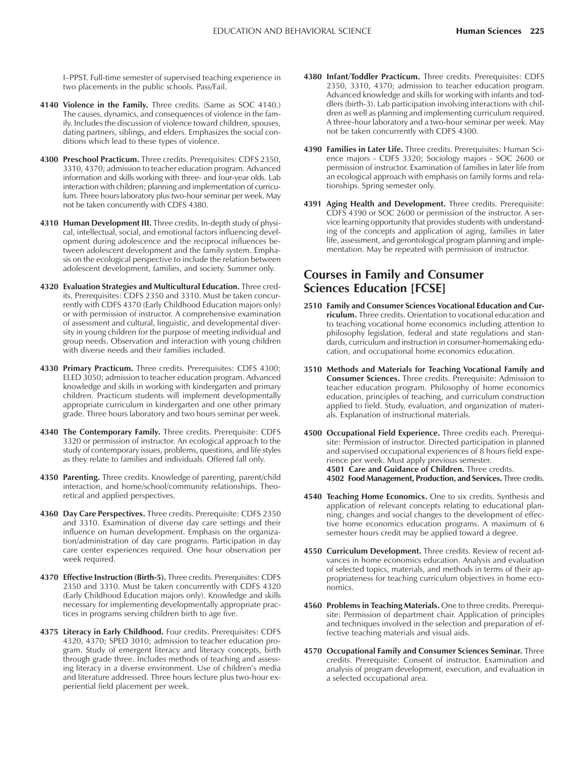I–PPST. Full-time semester of supervised teaching experience in two placements in the public schools. Pass/Fail.

**4140 Violence in the Family.** Three credits. (Same as SOC 4140.) The causes, dynamics, and consequences of violence in the family. Includes the discussion of violence toward children, spouses, dating partners, siblings, and elders. Emphasizes the social conditions which lead to these types of violence.

**4300 Preschool Practicum.** Three credits. Prerequisites: CDFS 2350, 3310, 4370; admission to teacher education program. Advanced information and skills working with three- and four-year olds. Lab interaction with children; planning and implementation of curriculum. Three hours laboratory plus two-hour seminar per week. May not be taken concurrently with CDFS 4380.

**4310 Human Development III.** Three credits. In-depth study of physical, intellectual, social, and emotional factors influencing development during adolescence and the reciprocal influences between adolescent development and the family system. Emphasis on the ecological perspective to include the relation between adolescent development, families, and society. Summer only.

**4320 Evaluation Strategies and Multicultural Education.** Three credits. Prerequisites: CDFS 2350 and 3310. Must be taken concurrently with CDFS 4370 (Early Childhood Education majors only) or with permission of instructor. A comprehensive examination of assessment and cultural, linguistic, and developmental diversity in young children for the purpose of meeting individual and group needs. Observation and interaction with young children with diverse needs and their families included.

**4330 Primary Practicum.** Three credits. Prerequisites: CDFS 4300; ELED 3050; admission to teacher education program. Advanced knowledge and skills in working with kindergarten and primary children. Practicum students will implement developmentally appropriate curriculum in kindergarten and one other primary grade. Three hours laboratory and two hours seminar per week.

**4340 The Contemporary Family.** Three credits. Prerequisite: CDFS 3320 or permission of instructor. An ecological approach to the study of contemporary issues, problems, questions, and life styles as they relate to families and individuals. Offered fall only.

**4350 Parenting.** Three credits. Knowledge of parenting, parent/child interaction, and home/school/community relationships. Theoretical and applied perspectives.

**4360 Day Care Perspectives.** Three credits. Prerequisite: CDFS 2350 and 3310. Examination of diverse day care settings and their influence on human development. Emphasis on the organization/administration of day care programs. Participation in day care center experiences required. One hour observation per week required.

**4370 Effective Instruction (Birth-5).** Three credits. Prerequisites: CDFS 2350 and 3310. Must be taken concurrently with CDFS 4320 (Early Childhood Education majors only). Knowledge and skills necessary for implementing developmentally appropriate practices in programs serving children birth to age five.

**4375 Literacy in Early Childhood.** Four credits. Prerequisites: CDFS 4320, 4370; SPED 3010; admission to teacher education program. Study of emergent literacy and literacy concepts, birth through grade three. Includes methods of teaching and assessing literacy in a diverse environment. Use of children's media and literature addressed. Three hours lecture plus two-hour experiential field placement per week.

**4380 Infant/Toddler Practicum.** Three credits. Prerequisites: CDFS 2350, 3310, 4370; admission to teacher education program. Advanced knowledge and skills for working with infants and toddlers (birth-3). Lab participation involving interactions with children as well as planning and implementing curriculum required. A three-hour laboratory and a two-hour seminar per week. May not be taken concurrently with CDFS 4300.

**4390 Families in Later Life.** Three credits. Prerequisites: Human Science majors - CDFS 3320; Sociology majors - SOC 2600 or permission of instructor. Examination of families in later life from an ecological approach with emphasis on family forms and relationships. Spring semester only.

**4391 Aging Health and Development.** Three credits. Prerequisite: CDFS 4390 or SOC 2600 or permission of the instructor. A service learning opportunity that provides students with understanding of the concepts and application of aging, families in later life, assessment, and gerontological program planning and implementation. May be repeated with permission of instructor.

## Courses in Family and Consumer Sciences Education [FCSE]

**2510 Family and Consumer Sciences Vocational Education and Curriculum.** Three credits. Orientation to vocational education and to teaching vocational home economics including attention to philosophy legislation, federal and state regulations and standards, curriculum and instruction in consumer-homemaking education, and occupational home economics education.

**3510 Methods and Materials for Teaching Vocational Family and Consumer Sciences.** Three credits. Prerequisite: Admission to teacher education program. Philosophy of home economics education, principles of teaching, and curriculum construction applied to field. Study, evaluation, and organization of materials. Explanation of instructional materials.

**4500 Occupational Field Experience.** Three credits each. Prerequisite: Permission of instructor. Directed participation in planned and supervised occupational experiences of 8 hours field experience per week. Must apply previous semester.
**4501 Care and Guidance of Children.** Three credits.
**4502 Food Management, Production, and Services.** Three credits.

**4540 Teaching Home Economics.** One to six credits. Synthesis and application of relevant concepts relating to educational planning, changes and social changes to the development of effective home economics education programs. A maximum of 6 semester hours credit may be applied toward a degree.

**4550 Curriculum Development.** Three credits. Review of recent advances in home economics education. Analysis and evaluation of selected topics, materials, and methods in terms of their appropriateness for teaching curriculum objectives in home economics.

**4560 Problems in Teaching Materials.** One to three credits. Prerequisite: Permission of department chair. Application of principles and techniques involved in the selection and preparation of effective teaching materials and visual aids.

**4570 Occupational Family and Consumer Sciences Seminar.** Three credits. Prerequisite: Consent of instructor. Examination and analysis of program development, execution, and evaluation in a selected occupational area.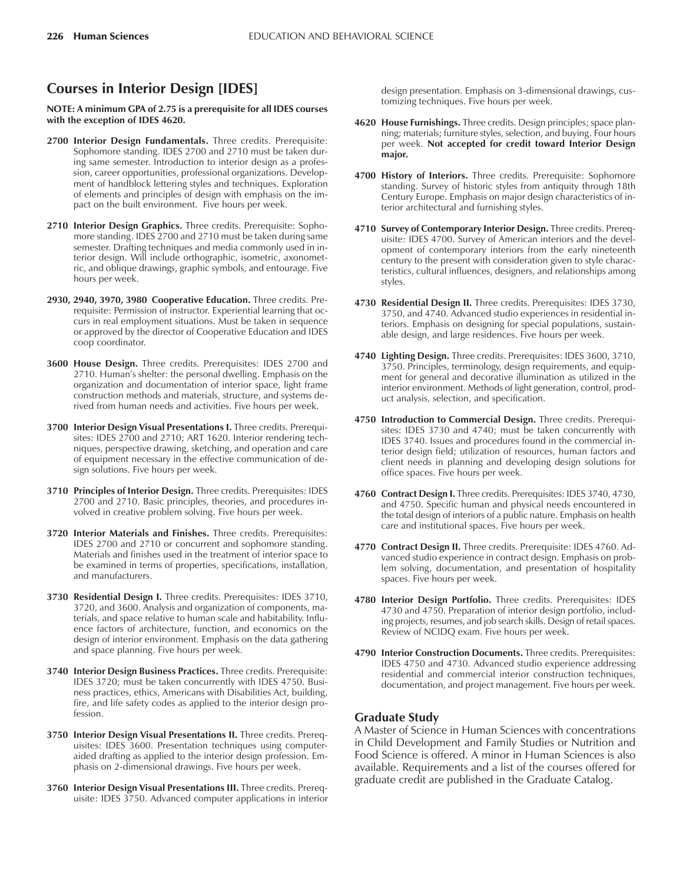## Courses in Interior Design [IDES]

**NOTE: A minimum GPA of 2.75 is a prerequisite for all IDES courses with the exception of IDES 4620.**

**2700 Interior Design Fundamentals.** Three credits. Prerequisite: Sophomore standing. IDES 2700 and 2710 must be taken during same semester. Introduction to interior design as a profession, career opportunities, professional organizations. Development of handblock lettering styles and techniques. Exploration of elements and principles of design with emphasis on the impact on the built environment. Five hours per week.

**2710 Interior Design Graphics.** Three credits. Prerequisite: Sophomore standing. IDES 2700 and 2710 must be taken during same semester. Drafting techniques and media commonly used in interior design. Will include orthographic, isometric, axonometric, and oblique drawings, graphic symbols, and entourage. Five hours per week.

**2930, 2940, 3970, 3980 Cooperative Education.** Three credits. Prerequisite: Permission of instructor. Experiential learning that occurs in real employment situations. Must be taken in sequence or approved by the director of Cooperative Education and IDES coop coordinator.

**3600 House Design.** Three credits. Prerequisites: IDES 2700 and 2710. Human's shelter: the personal dwelling. Emphasis on the organization and documentation of interior space, light frame construction methods and materials, structure, and systems derived from human needs and activities. Five hours per week.

**3700 Interior Design Visual Presentations I.** Three credits. Prerequisites: IDES 2700 and 2710; ART 1620. Interior rendering techniques, perspective drawing, sketching, and operation and care of equipment necessary in the effective communication of design solutions. Five hours per week.

**3710 Principles of Interior Design.** Three credits. Prerequisites: IDES 2700 and 2710. Basic principles, theories, and procedures involved in creative problem solving. Five hours per week.

**3720 Interior Materials and Finishes.** Three credits. Prerequisites: IDES 2700 and 2710 or concurrent and sophomore standing. Materials and finishes used in the treatment of interior space to be examined in terms of properties, specifications, installation, and manufacturers.

**3730 Residential Design I.** Three credits. Prerequisites: IDES 3710, 3720, and 3600. Analysis and organization of components, materials, and space relative to human scale and habitability. Influence factors of architecture, function, and economics on the design of interior environment. Emphasis on the data gathering and space planning. Five hours per week.

**3740 Interior Design Business Practices.** Three credits. Prerequisite: IDES 3720; must be taken concurrently with IDES 4750. Business practices, ethics, Americans with Disabilities Act, building, fire, and life safety codes as applied to the interior design profession.

**3750 Interior Design Visual Presentations II.** Three credits. Prerequisites: IDES 3600. Presentation techniques using computer-aided drafting as applied to the interior design profession. Emphasis on 2-dimensional drawings. Five hours per week.

**3760 Interior Design Visual Presentations III.** Three credits. Prerequisite: IDES 3750. Advanced computer applications in interior design presentation. Emphasis on 3-dimensional drawings, customizing techniques. Five hours per week.

**4620 House Furnishings.** Three credits. Design principles; space planning; materials; furniture styles, selection, and buying. Four hours per week. **Not accepted for credit toward Interior Design major.**

**4700 History of Interiors.** Three credits. Prerequisite: Sophomore standing. Survey of historic styles from antiquity through 18th Century Europe. Emphasis on major design characteristics of interior architectural and furnishing styles.

**4710 Survey of Contemporary Interior Design.** Three credits. Prerequisite: IDES 4700. Survey of American interiors and the development of contemporary interiors from the early nineteenth century to the present with consideration given to style characteristics, cultural influences, designers, and relationships among styles.

**4730 Residential Design II.** Three credits. Prerequisites: IDES 3730, 3750, and 4740. Advanced studio experiences in residential interiors. Emphasis on designing for special populations, sustainable design, and large residences. Five hours per week.

**4740 Lighting Design.** Three credits. Prerequisites: IDES 3600, 3710, 3750. Principles, terminology, design requirements, and equipment for general and decorative illumination as utilized in the interior environment. Methods of light generation, control, product analysis, selection, and specification.

**4750 Introduction to Commercial Design.** Three credits. Prerequisites: IDES 3730 and 4740; must be taken concurrently with IDES 3740. Issues and procedures found in the commercial interior design field; utilization of resources, human factors and client needs in planning and developing design solutions for office spaces. Five hours per week.

**4760 Contract Design I.** Three credits. Prerequisites: IDES 3740, 4730, and 4750. Specific human and physical needs encountered in the total design of interiors of a public nature. Emphasis on health care and institutional spaces. Five hours per week.

**4770 Contract Design II.** Three credits. Prerequisite: IDES 4760. Advanced studio experience in contract design. Emphasis on problem solving, documentation, and presentation of hospitality spaces. Five hours per week.

**4780 Interior Design Portfolio.** Three credits. Prerequisites: IDES 4730 and 4750. Preparation of interior design portfolio, including projects, resumes, and job search skills. Design of retail spaces. Review of NCIDQ exam. Five hours per week.

**4790 Interior Construction Documents.** Three credits. Prerequisites: IDES 4750 and 4730. Advanced studio experience addressing residential and commercial interior construction techniques, documentation, and project management. Five hours per week.

### Graduate Study

A Master of Science in Human Sciences with concentrations in Child Development and Family Studies or Nutrition and Food Science is offered. A minor in Human Sciences is also available. Requirements and a list of the courses offered for graduate credit are published in the Graduate Catalog.